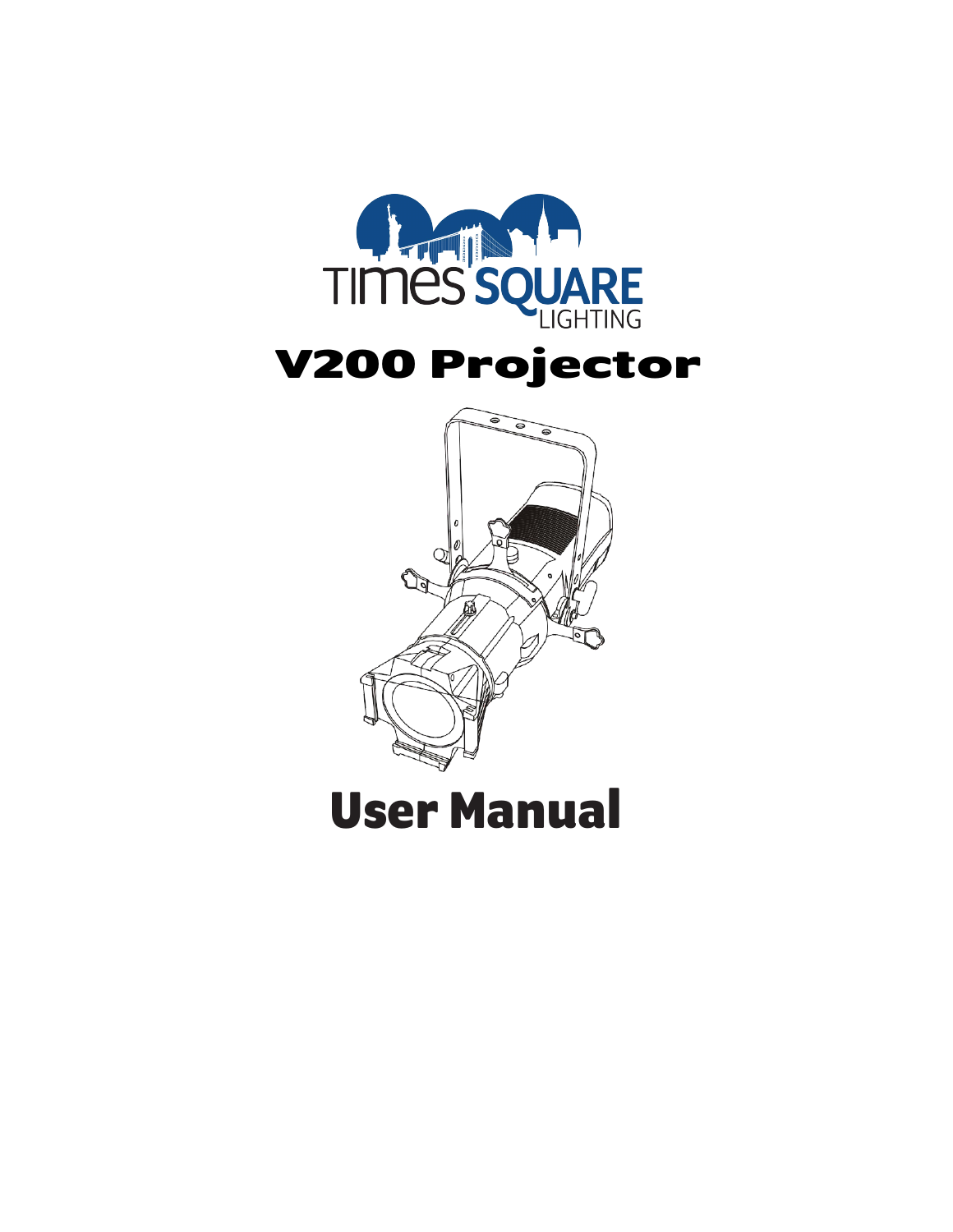TIMES SQUARE LIGHTING

# V200 Projector

# User Manual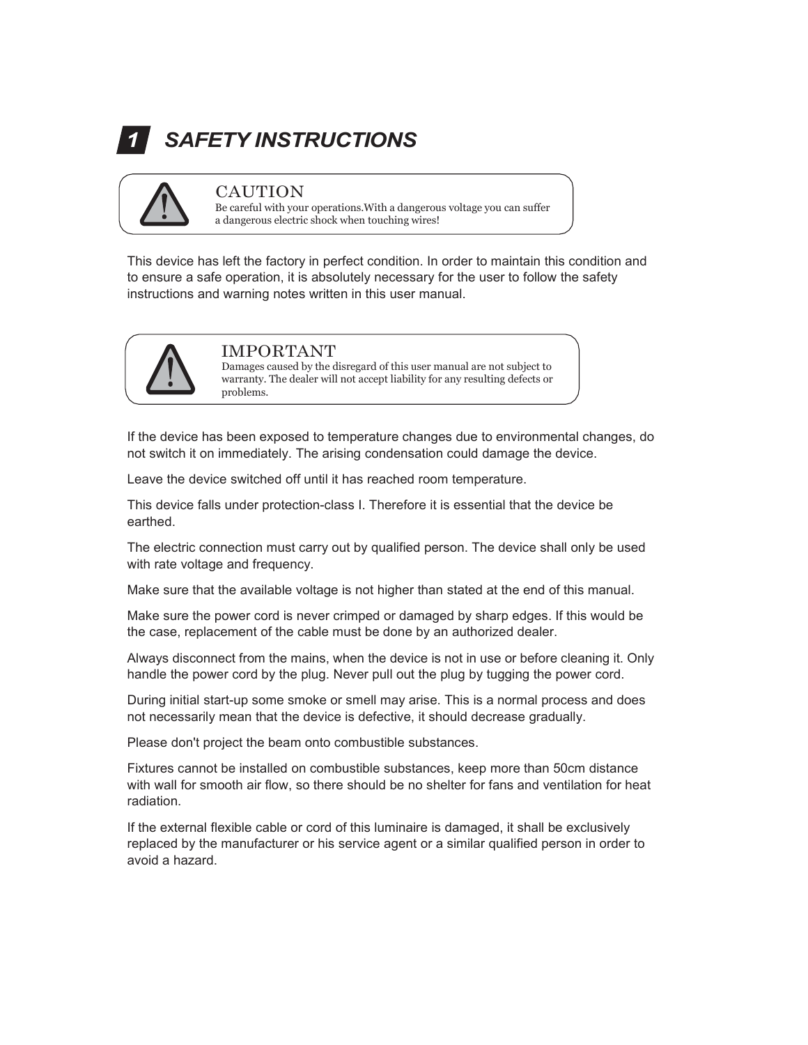# 1 SAFETY INSTRUCTIONS

> **CAUTION**
> Be careful with your operations.With a dangerous voltage you can suffer a dangerous electric shock when touching wires!

This device has left the factory in perfect condition. In order to maintain this condition and to ensure a safe operation, it is absolutely necessary for the user to follow the safety instructions and warning notes written in this user manual.

> **IMPORTANT**
> Damages caused by the disregard of this user manual are not subject to warranty. The dealer will not accept liability for any resulting defects or problems.

If the device has been exposed to temperature changes due to environmental changes, do not switch it on immediately. The arising condensation could damage the device.

Leave the device switched off until it has reached room temperature.

This device falls under protection-class I. Therefore it is essential that the device be earthed.

The electric connection must carry out by qualified person. The device shall only be used with rate voltage and frequency.

Make sure that the available voltage is not higher than stated at the end of this manual.

Make sure the power cord is never crimped or damaged by sharp edges. If this would be the case, replacement of the cable must be done by an authorized dealer.

Always disconnect from the mains, when the device is not in use or before cleaning it. Only handle the power cord by the plug. Never pull out the plug by tugging the power cord.

During initial start-up some smoke or smell may arise. This is a normal process and does not necessarily mean that the device is defective, it should decrease gradually.

Please don't project the beam onto combustible substances.

Fixtures cannot be installed on combustible substances, keep more than 50cm distance with wall for smooth air flow, so there should be no shelter for fans and ventilation for heat radiation.

If the external flexible cable or cord of this luminaire is damaged, it shall be exclusively replaced by the manufacturer or his service agent or a similar qualified person in order to avoid a hazard.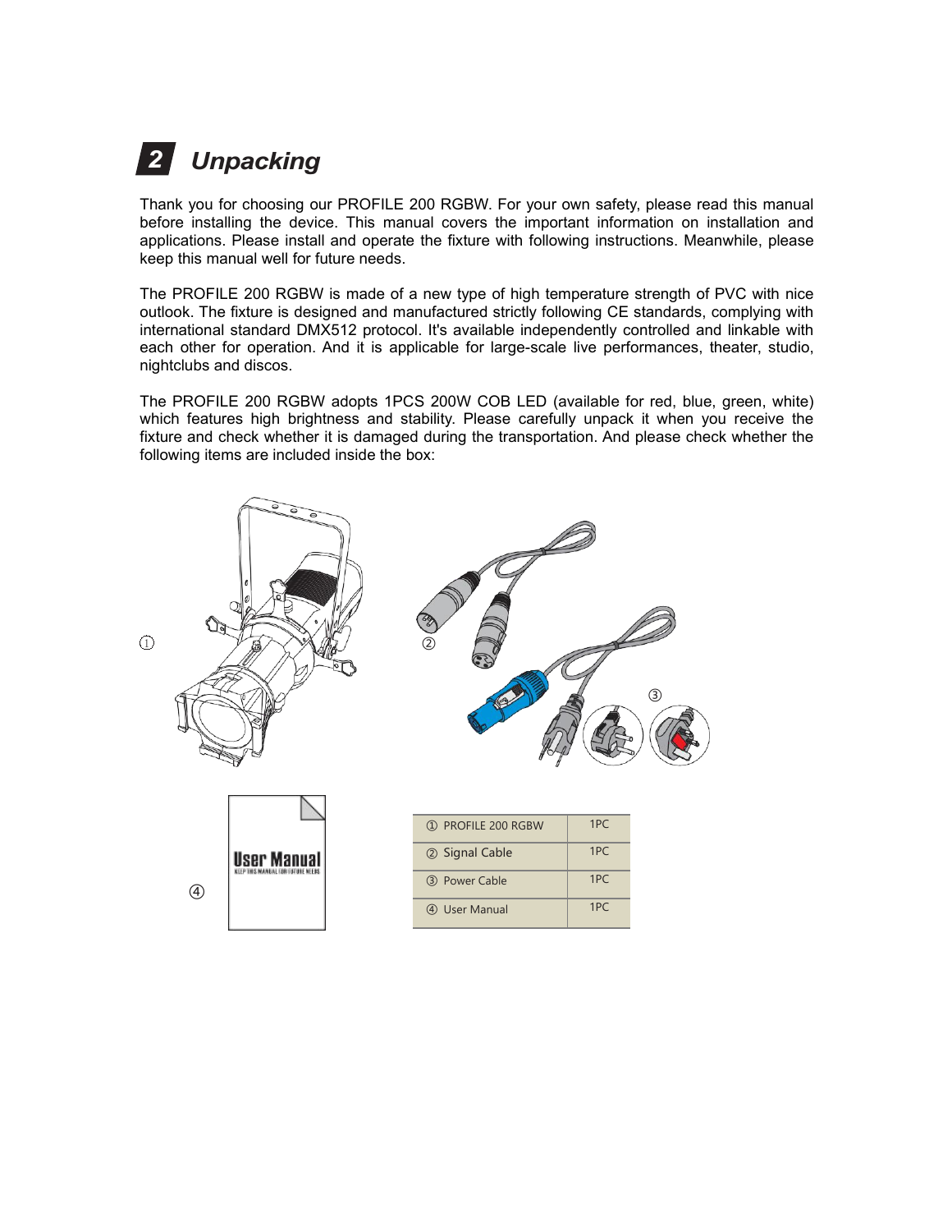## 2 Unpacking

Thank you for choosing our PROFILE 200 RGBW. For your own safety, please read this manual before installing the device. This manual covers the important information on installation and applications. Please install and operate the fixture with following instructions. Meanwhile, please keep this manual well for future needs.

The PROFILE 200 RGBW is made of a new type of high temperature strength of PVC with nice outlook. The fixture is designed and manufactured strictly following CE standards, complying with international standard DMX512 protocol. It's available independently controlled and linkable with each other for operation. And it is applicable for large-scale live performances, theater, studio, nightclubs and discos.

The PROFILE 200 RGBW adopts 1PCS 200W COB LED (available for red, blue, green, white) which features high brightness and stability. Please carefully unpack it when you receive the fixture and check whether it is damaged during the transportation. And please check whether the following items are included inside the box:

| Item | Qty |
|---|---|
| ① PROFILE 200 RGBW | 1PC |
| ② Signal Cable | 1PC |
| ③ Power Cable | 1PC |
| ④ User Manual | 1PC |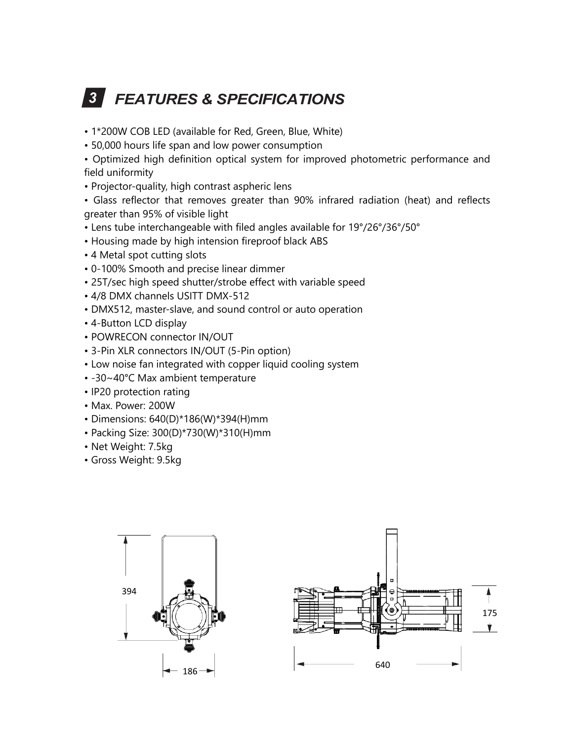# 3 FEATURES & SPECIFICATIONS

- 1*200W COB LED (available for Red, Green, Blue, White)
- 50,000 hours life span and low power consumption
- Optimized high definition optical system for improved photometric performance and field uniformity
- Projector-quality, high contrast aspheric lens
- Glass reflector that removes greater than 90% infrared radiation (heat) and reflects greater than 95% of visible light
- Lens tube interchangeable with filed angles available for 19°/26°/36°/50°
- Housing made by high intension fireproof black ABS
- 4 Metal spot cutting slots
- 0-100% Smooth and precise linear dimmer
- 25T/sec high speed shutter/strobe effect with variable speed
- 4/8 DMX channels USITT DMX-512
- DMX512, master-slave, and sound control or auto operation
- 4-Button LCD display
- POWRECON connector IN/OUT
- 3-Pin XLR connectors IN/OUT (5-Pin option)
- Low noise fan integrated with copper liquid cooling system
- -30~40°C Max ambient temperature
- IP20 protection rating
- Max. Power: 200W
- Dimensions: 640(D)*186(W)*394(H)mm
- Packing Size: 300(D)*730(W)*310(H)mm
- Net Weight: 7.5kg
- Gross Weight: 9.5kg

394

186

175

640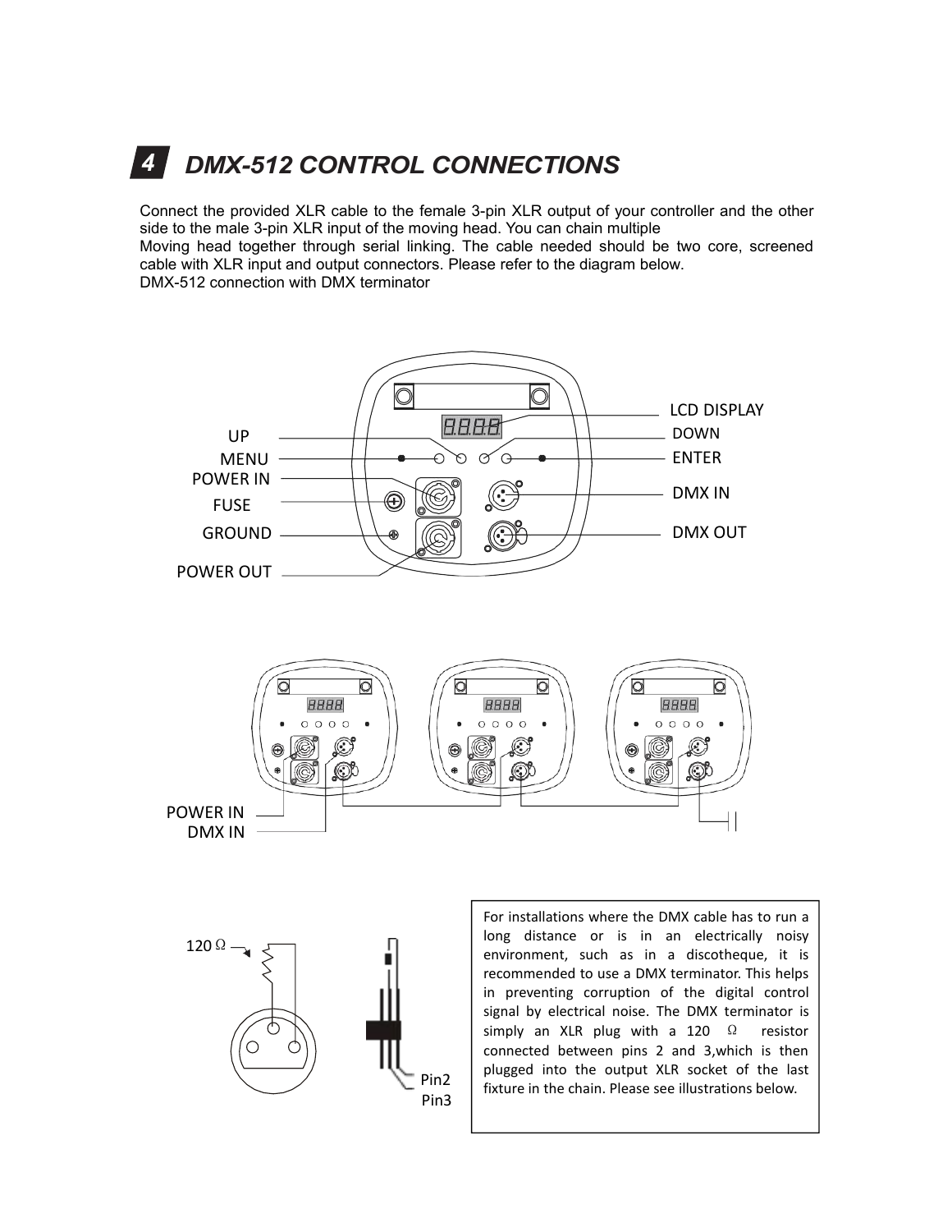# 4 DMX-512 CONTROL CONNECTIONS

Connect the provided XLR cable to the female 3-pin XLR output of your controller and the other side to the male 3-pin XLR input of the moving head. You can chain multiple Moving head together through serial linking. The cable needed should be two core, screened cable with XLR input and output connectors. Please refer to the diagram below.

DMX-512 connection with DMX terminator

LCD DISPLAY

UP

DOWN

MENU

ENTER

POWER IN

FUSE

DMX IN

GROUND

DMX OUT

POWER OUT

POWER IN

DMX IN

120 Ω

Pin2

Pin3

For installations where the DMX cable has to run a long distance or is in an electrically noisy environment, such as in a discotheque, it is recommended to use a DMX terminator. This helps in preventing corruption of the digital control signal by electrical noise. The DMX terminator is simply an XLR plug with a 120 Ω resistor connected between pins 2 and 3,which is then plugged into the output XLR socket of the last fixture in the chain. Please see illustrations below.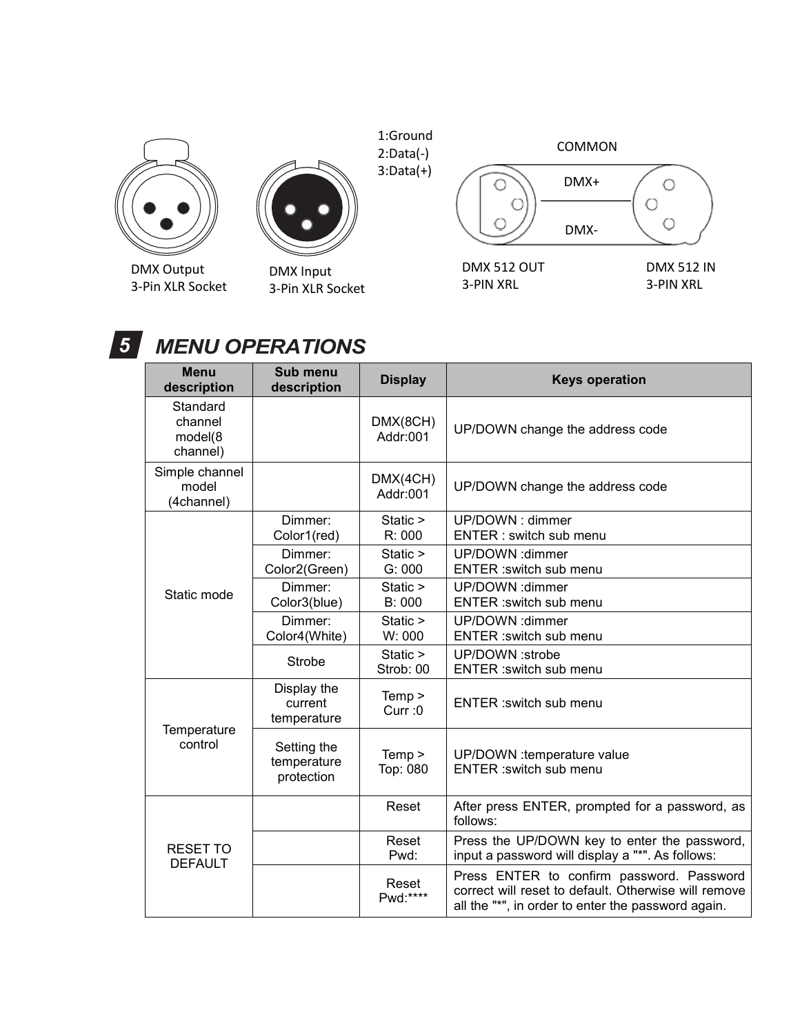1:Ground
2:Data(-)
3:Data(+)

COMMON

DMX+

DMX-

DMX Output
3-Pin XLR Socket

DMX Input
3-Pin XLR Socket

DMX 512 OUT
3-PIN XRL

DMX 512 IN
3-PIN XRL

# 5 MENU OPERATIONS

| Menu description | Sub menu description | Display | Keys operation |
|---|---|---|---|
| Standard channel model(8 channel) | | DMX(8CH) Addr:001 | UP/DOWN change the address code |
| Simple channel model (4channel) | | DMX(4CH) Addr:001 | UP/DOWN change the address code |
| Static mode | Dimmer: Color1(red) | Static > R: 000 | UP/DOWN : dimmer<br>ENTER : switch sub menu |
| | Dimmer: Color2(Green) | Static > G: 000 | UP/DOWN :dimmer<br>ENTER :switch sub menu |
| | Dimmer: Color3(blue) | Static > B: 000 | UP/DOWN :dimmer<br>ENTER :switch sub menu |
| | Dimmer: Color4(White) | Static > W: 000 | UP/DOWN :dimmer<br>ENTER :switch sub menu |
| | Strobe | Static > Strob: 00 | UP/DOWN :strobe<br>ENTER :switch sub menu |
| Temperature control | Display the current temperature | Temp > Curr :0 | ENTER :switch sub menu |
| | Setting the temperature protection | Temp > Top: 080 | UP/DOWN :temperature value<br>ENTER :switch sub menu |
| RESET TO DEFAULT | | Reset | After press ENTER, prompted for a password, as follows: |
| | | Reset Pwd: | Press the UP/DOWN key to enter the password, input a password will display a "*". As follows: |
| | | Reset Pwd:**** | Press ENTER to confirm password. Password correct will reset to default. Otherwise will remove all the "*", in order to enter the password again. |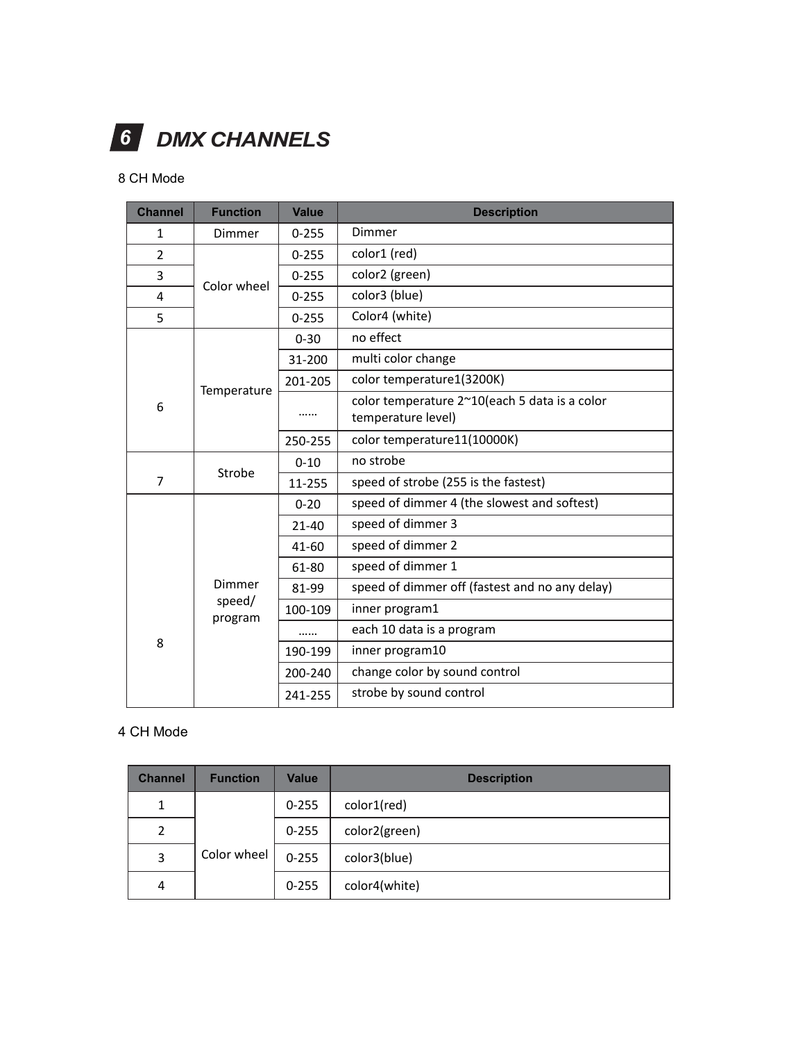# 6 DMX CHANNELS

8 CH Mode

| Channel | Function | Value | Description |
|---|---|---|---|
| 1 | Dimmer | 0-255 | Dimmer |
| 2 | Color wheel | 0-255 | color1 (red) |
| 3 | | 0-255 | color2 (green) |
| 4 | | 0-255 | color3 (blue) |
| 5 | | 0-255 | Color4 (white) |
| 6 | Temperature | 0-30 | no effect |
| | | 31-200 | multi color change |
| | | 201-205 | color temperature1(3200K) |
| | | …… | color temperature 2~10(each 5 data is a color temperature level) |
| | | 250-255 | color temperature11(10000K) |
| 7 | Strobe | 0-10 | no strobe |
| | | 11-255 | speed of strobe (255 is the fastest) |
| 8 | Dimmer speed/ program | 0-20 | speed of dimmer 4 (the slowest and softest) |
| | | 21-40 | speed of dimmer 3 |
| | | 41-60 | speed of dimmer 2 |
| | | 61-80 | speed of dimmer 1 |
| | | 81-99 | speed of dimmer off (fastest and no any delay) |
| | | 100-109 | inner program1 |
| | | …… | each 10 data is a program |
| | | 190-199 | inner program10 |
| | | 200-240 | change color by sound control |
| | | 241-255 | strobe by sound control |

4 CH Mode

| Channel | Function | Value | Description |
|---|---|---|---|
| 1 | Color wheel | 0-255 | color1(red) |
| 2 | | 0-255 | color2(green) |
| 3 | | 0-255 | color3(blue) |
| 4 | | 0-255 | color4(white) |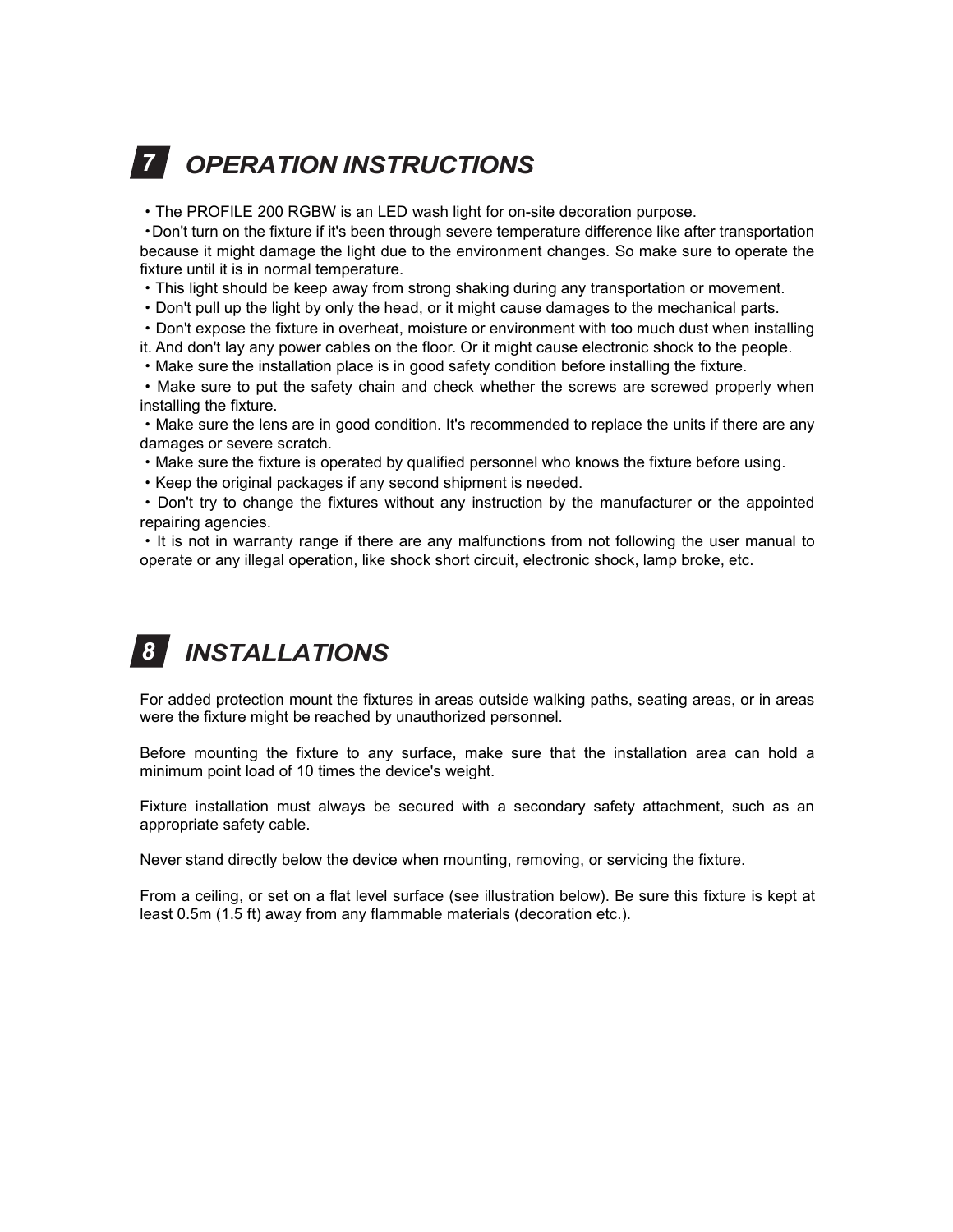## 7 OPERATION INSTRUCTIONS

- The PROFILE 200 RGBW is an LED wash light for on-site decoration purpose.
- Don't turn on the fixture if it's been through severe temperature difference like after transportation because it might damage the light due to the environment changes. So make sure to operate the fixture until it is in normal temperature.
- This light should be keep away from strong shaking during any transportation or movement.
- Don't pull up the light by only the head, or it might cause damages to the mechanical parts.
- Don't expose the fixture in overheat, moisture or environment with too much dust when installing it. And don't lay any power cables on the floor. Or it might cause electronic shock to the people.
- Make sure the installation place is in good safety condition before installing the fixture.
- Make sure to put the safety chain and check whether the screws are screwed properly when installing the fixture.
- Make sure the lens are in good condition. It's recommended to replace the units if there are any damages or severe scratch.
- Make sure the fixture is operated by qualified personnel who knows the fixture before using.
- Keep the original packages if any second shipment is needed.
- Don't try to change the fixtures without any instruction by the manufacturer or the appointed repairing agencies.
- It is not in warranty range if there are any malfunctions from not following the user manual to operate or any illegal operation, like shock short circuit, electronic shock, lamp broke, etc.

## 8 INSTALLATIONS

For added protection mount the fixtures in areas outside walking paths, seating areas, or in areas were the fixture might be reached by unauthorized personnel.

Before mounting the fixture to any surface, make sure that the installation area can hold a minimum point load of 10 times the device's weight.

Fixture installation must always be secured with a secondary safety attachment, such as an appropriate safety cable.

Never stand directly below the device when mounting, removing, or servicing the fixture.

From a ceiling, or set on a flat level surface (see illustration below). Be sure this fixture is kept at least 0.5m (1.5 ft) away from any flammable materials (decoration etc.).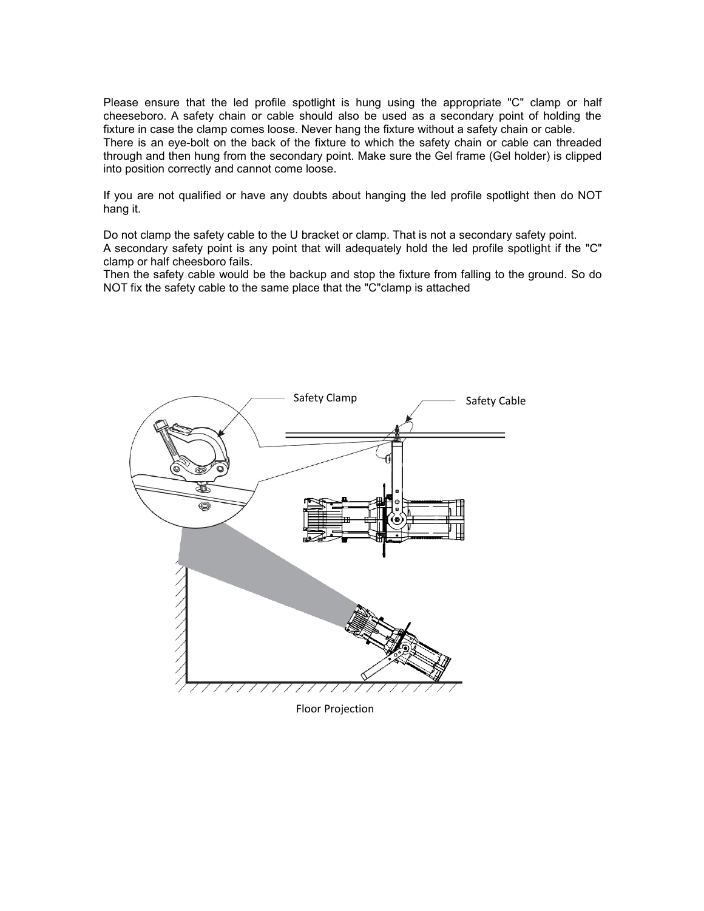Please ensure that the led profile spotlight is hung using the appropriate "C" clamp or half cheeseboro. A safety chain or cable should also be used as a secondary point of holding the fixture in case the clamp comes loose. Never hang the fixture without a safety chain or cable.
There is an eye-bolt on the back of the fixture to which the safety chain or cable can threaded through and then hung from the secondary point. Make sure the Gel frame (Gel holder) is clipped into position correctly and cannot come loose.

If you are not qualified or have any doubts about hanging the led profile spotlight then do NOT hang it.

Do not clamp the safety cable to the U bracket or clamp. That is not a secondary safety point.
A secondary safety point is any point that will adequately hold the led profile spotlight if the "C" clamp or half cheesboro fails.
Then the safety cable would be the backup and stop the fixture from falling to the ground. So do NOT fix the safety cable to the same place that the "C"clamp is attached

Safety Clamp

Safety Cable

Floor Projection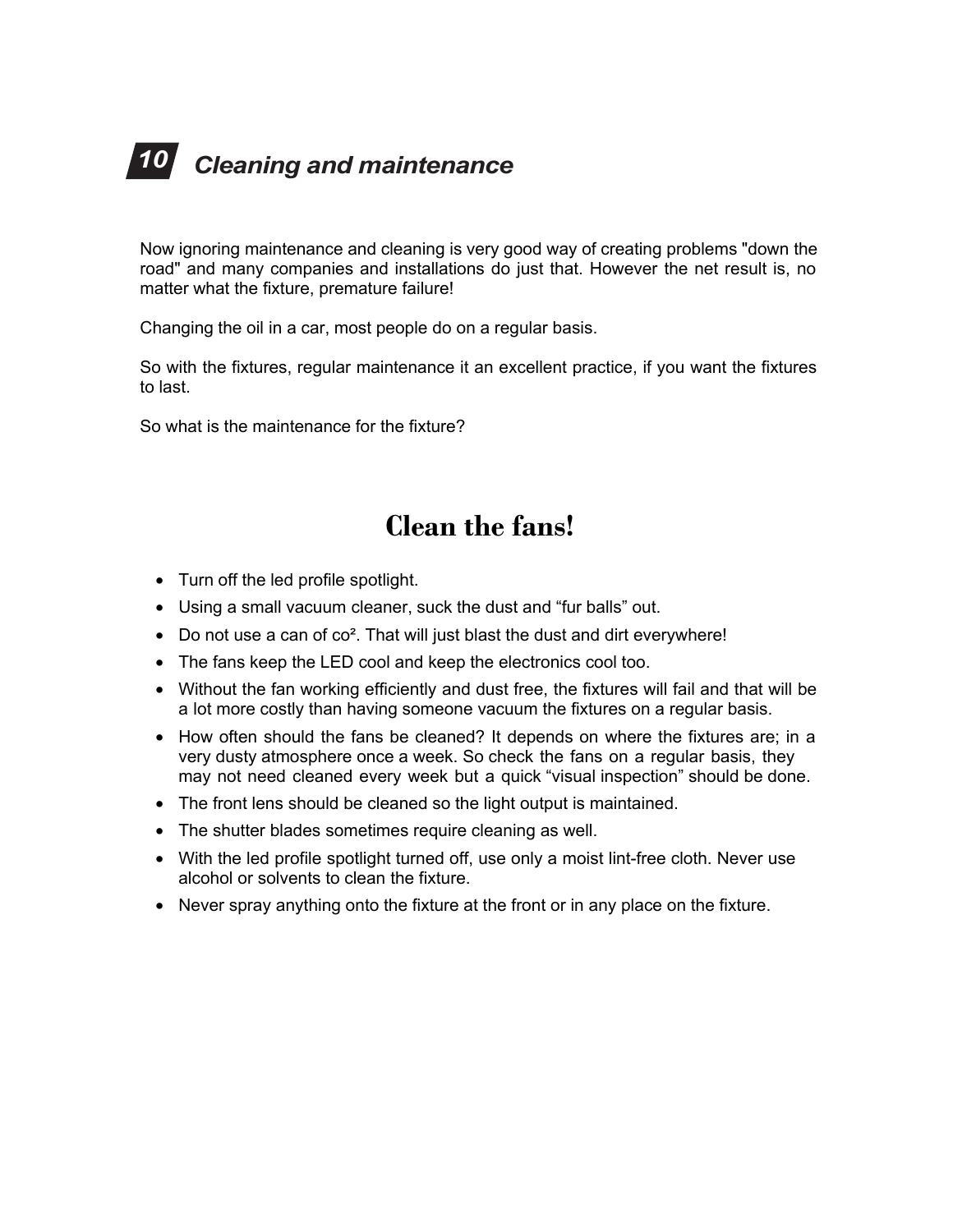# 10 Cleaning and maintenance

Now ignoring maintenance and cleaning is very good way of creating problems "down the road" and many companies and installations do just that. However the net result is, no matter what the fixture, premature failure!

Changing the oil in a car, most people do on a regular basis.

So with the fixtures, regular maintenance it an excellent practice, if you want the fixtures to last.

So what is the maintenance for the fixture?

## Clean the fans!

- Turn off the led profile spotlight.
- Using a small vacuum cleaner, suck the dust and “fur balls” out.
- Do not use a can of co². That will just blast the dust and dirt everywhere!
- The fans keep the LED cool and keep the electronics cool too.
- Without the fan working efficiently and dust free, the fixtures will fail and that will be a lot more costly than having someone vacuum the fixtures on a regular basis.
- How often should the fans be cleaned? It depends on where the fixtures are; in a very dusty atmosphere once a week. So check the fans on a regular basis, they may not need cleaned every week but a quick “visual inspection” should be done.
- The front lens should be cleaned so the light output is maintained.
- The shutter blades sometimes require cleaning as well.
- With the led profile spotlight turned off, use only a moist lint-free cloth. Never use alcohol or solvents to clean the fixture.
- Never spray anything onto the fixture at the front or in any place on the fixture.